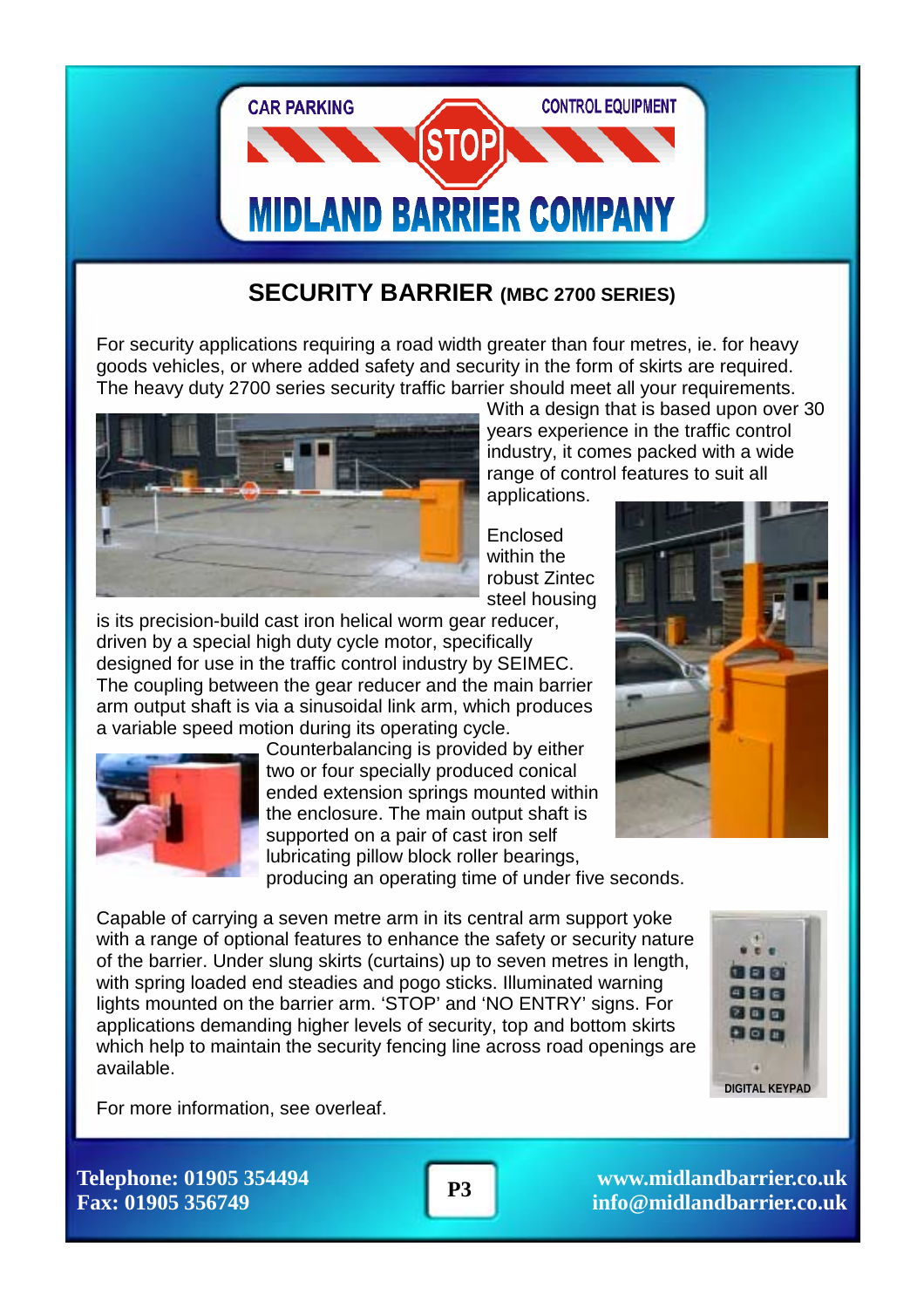CAR PARKING CONTROL EQUIPMENT

# MIDLAND BARRIER COMPANY

## SECURITY BARRIER (MBC 2700 SERIES)

For security applications requiring a road width greater than four metres, ie. for heavy goods vehicles, or where added safety and security in the form of skirts are required. The heavy duty 2700 series security traffic barrier should meet all your requirements. With a design that is based upon over 30 years experience in the traffic control industry, it comes packed with a wide range of control features to suit all applications.

Enclosed within the robust Zintec steel housing is its precision-build cast iron helical worm gear reducer, driven by a special high duty cycle motor, specifically designed for use in the traffic control industry by SEIMEC. The coupling between the gear reducer and the main barrier arm output shaft is via a sinusoidal link arm, which produces a variable speed motion during its operating cycle. Counterbalancing is provided by either two or four specially produced conical ended extension springs mounted within the enclosure. The main output shaft is supported on a pair of cast iron self lubricating pillow block roller bearings, producing an operating time of under five seconds.

Capable of carrying a seven metre arm in its central arm support yoke with a range of optional features to enhance the safety or security nature of the barrier. Under slung skirts (curtains) up to seven metres in length, with spring loaded end steadies and pogo sticks. Illuminated warning lights mounted on the barrier arm. 'STOP' and 'NO ENTRY' signs. For applications demanding higher levels of security, top and bottom skirts which help to maintain the security fencing line across road openings are available.

DIGITAL KEYPAD

For more information, see overleaf.

**Telephone: 01905 354494**
**Fax: 01905 356749**

**www.midlandbarrier.co.uk**
**info@midlandbarrier.co.uk**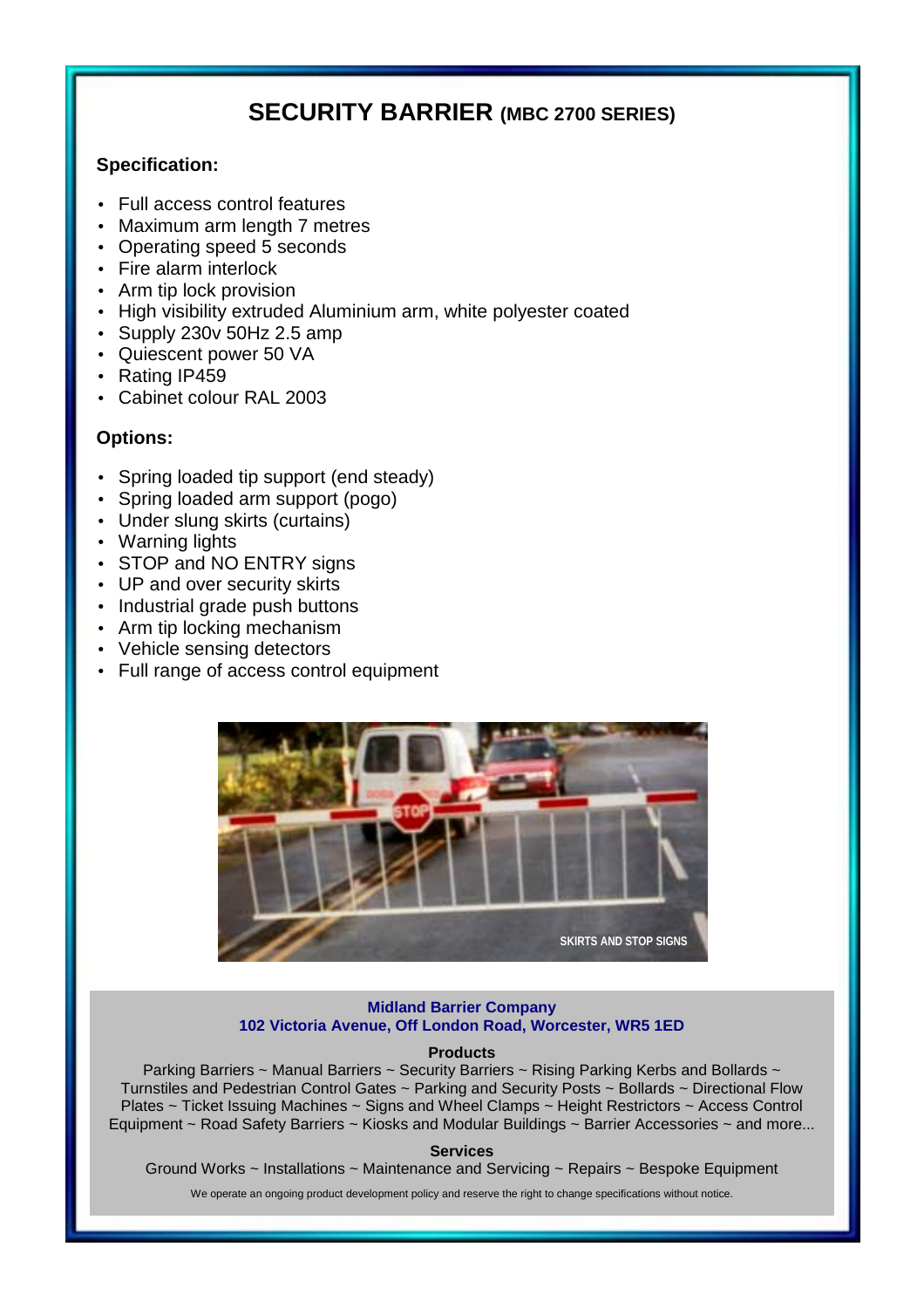# SECURITY BARRIER (MBC 2700 SERIES)

### Specification:

- Full access control features
- Maximum arm length 7 metres
- Operating speed 5 seconds
- Fire alarm interlock
- Arm tip lock provision
- High visibility extruded Aluminium arm, white polyester coated
- Supply 230v 50Hz 2.5 amp
- Quiescent power 50 VA
- Rating IP459
- Cabinet colour RAL 2003

### Options:

- Spring loaded tip support (end steady)
- Spring loaded arm support (pogo)
- Under slung skirts (curtains)
- Warning lights
- STOP and NO ENTRY signs
- UP and over security skirts
- Industrial grade push buttons
- Arm tip locking mechanism
- Vehicle sensing detectors
- Full range of access control equipment

SKIRTS AND STOP SIGNS

**Midland Barrier Company**
**102 Victoria Avenue, Off London Road, Worcester, WR5 1ED**

**Products**

Parking Barriers ~ Manual Barriers ~ Security Barriers ~ Rising Parking Kerbs and Bollards ~ Turnstiles and Pedestrian Control Gates ~ Parking and Security Posts ~ Bollards ~ Directional Flow Plates ~ Ticket Issuing Machines ~ Signs and Wheel Clamps ~ Height Restrictors ~ Access Control Equipment ~ Road Safety Barriers ~ Kiosks and Modular Buildings ~ Barrier Accessories ~ and more...

**Services**

Ground Works ~ Installations ~ Maintenance and Servicing ~ Repairs ~ Bespoke Equipment

We operate an ongoing product development policy and reserve the right to change specifications without notice.